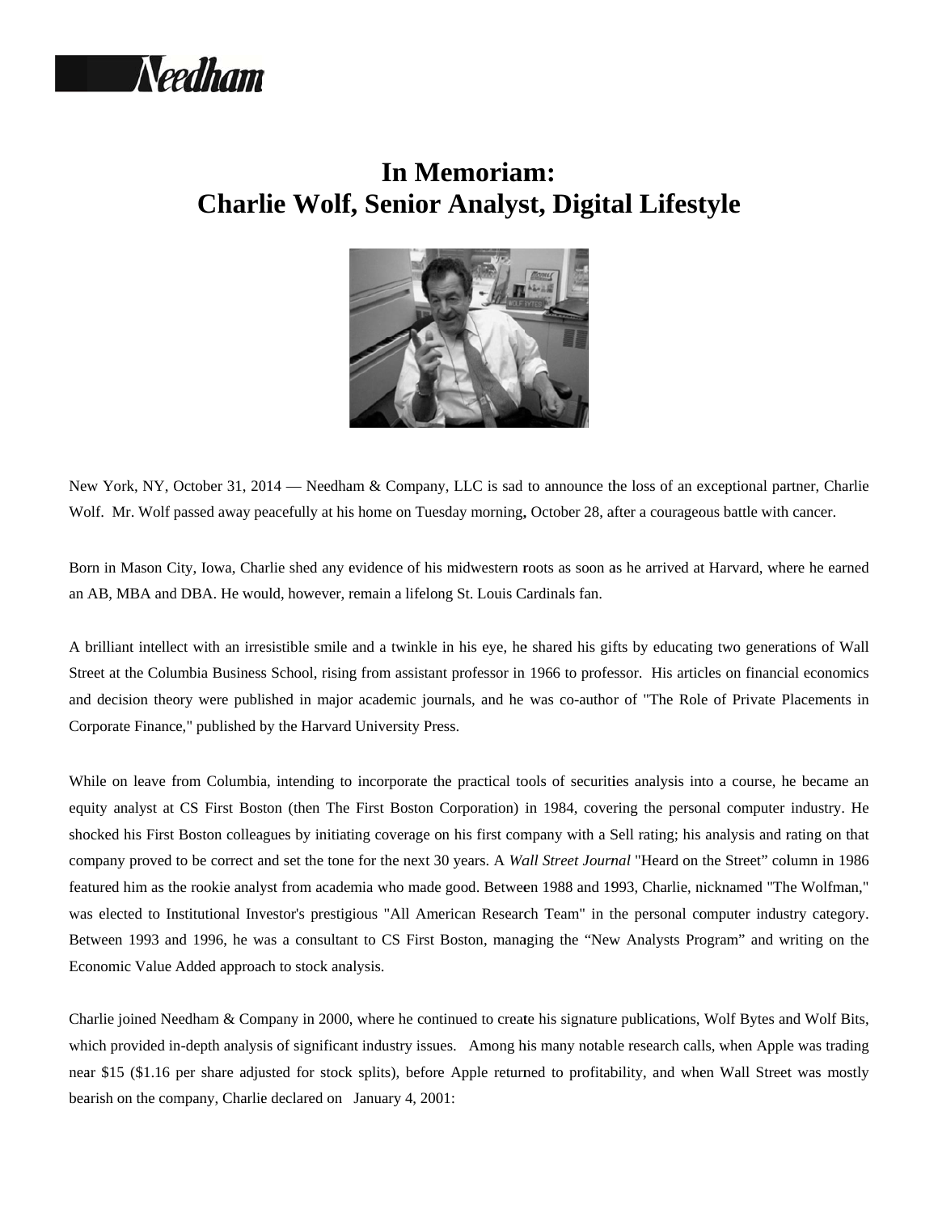# In Memoriam:
# Charlie Wolf, Senior Analyst, Digital Lifestyle

New York, NY, October 31, 2014 — Needham & Company, LLC is sad to announce the loss of an exceptional partner, Charlie Wolf. Mr. Wolf passed away peacefully at his home on Tuesday morning**,** October 28, after a courageous battle with cancer.

Born in Mason City, Iowa, Charlie shed any evidence of his midwestern roots as soon as he arrived at Harvard, where he earned an AB, MBA and DBA. He would, however, remain a lifelong St. Louis Cardinals fan.

A brilliant intellect with an irresistible smile and a twinkle in his eye, he shared his gifts by educating two generations of Wall Street at the Columbia Business School, rising from assistant professor in 1966 to professor. His articles on financial economics and decision theory were published in major academic journals, and he was co-author of "The Role of Private Placements in Corporate Finance," published by the Harvard University Press.

While on leave from Columbia, intending to incorporate the practical tools of securities analysis into a course, he became an equity analyst at CS First Boston (then The First Boston Corporation) in 1984, covering the personal computer industry. He shocked his First Boston colleagues by initiating coverage on his first company with a Sell rating; his analysis and rating on that company proved to be correct and set the tone for the next 30 years. A *Wall Street Journal* "Heard on the Street" column in 1986 featured him as the rookie analyst from academia who made good. Between 1988 and 1993, Charlie, nicknamed "The Wolfman," was elected to Institutional Investor's prestigious "All American Research Team" in the personal computer industry category. Between 1993 and 1996, he was a consultant to CS First Boston, managing the "New Analysts Program" and writing on the Economic Value Added approach to stock analysis.

Charlie joined Needham & Company in 2000, where he continued to create his signature publications, Wolf Bytes and Wolf Bits, which provided in-depth analysis of significant industry issues. Among his many notable research calls, when Apple was trading near $15 ($1.16 per share adjusted for stock splits), before Apple returned to profitability, and when Wall Street was mostly bearish on the company, Charlie declared on January 4, 2001: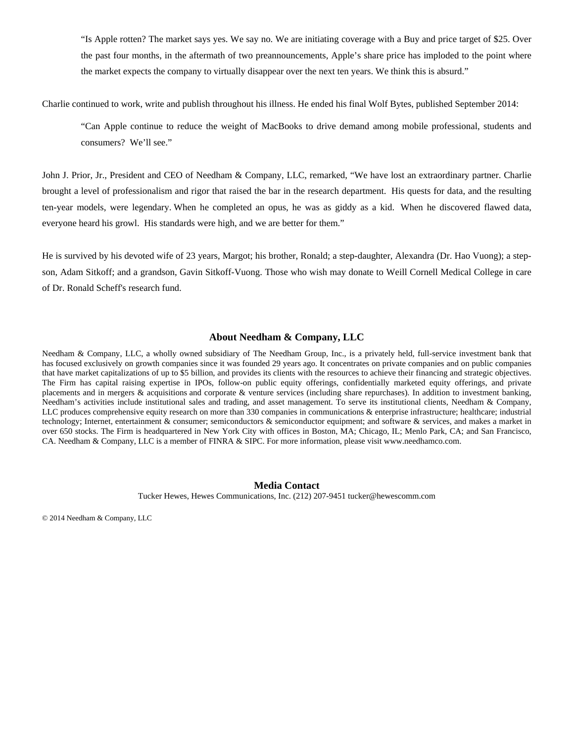> "Is Apple rotten? The market says yes. We say no. We are initiating coverage with a Buy and price target of $25. Over the past four months, in the aftermath of two preannouncements, Apple's share price has imploded to the point where the market expects the company to virtually disappear over the next ten years. We think this is absurd."

Charlie continued to work, write and publish throughout his illness. He ended his final Wolf Bytes, published September 2014:

> "Can Apple continue to reduce the weight of MacBooks to drive demand among mobile professional, students and consumers? We'll see."

John J. Prior, Jr., President and CEO of Needham & Company, LLC, remarked, "We have lost an extraordinary partner. Charlie brought a level of professionalism and rigor that raised the bar in the research department. His quests for data, and the resulting ten-year models, were legendary. When he completed an opus, he was as giddy as a kid. When he discovered flawed data, everyone heard his growl. His standards were high, and we are better for them."

He is survived by his devoted wife of 23 years, Margot; his brother, Ronald; a step-daughter, Alexandra (Dr. Hao Vuong); a step-son, Adam Sitkoff; and a grandson, Gavin Sitkoff-Vuong. Those who wish may donate to Weill Cornell Medical College in care of Dr. Ronald Scheff's research fund.

## About Needham & Company, LLC

Needham & Company, LLC, a wholly owned subsidiary of The Needham Group, Inc., is a privately held, full-service investment bank that has focused exclusively on growth companies since it was founded 29 years ago. It concentrates on private companies and on public companies that have market capitalizations of up to $5 billion, and provides its clients with the resources to achieve their financing and strategic objectives. The Firm has capital raising expertise in IPOs, follow-on public equity offerings, confidentially marketed equity offerings, and private placements and in mergers & acquisitions and corporate & venture services (including share repurchases). In addition to investment banking, Needham's activities include institutional sales and trading, and asset management. To serve its institutional clients, Needham & Company, LLC produces comprehensive equity research on more than 330 companies in communications & enterprise infrastructure; healthcare; industrial technology; Internet, entertainment & consumer; semiconductors & semiconductor equipment; and software & services, and makes a market in over 650 stocks. The Firm is headquartered in New York City with offices in Boston, MA; Chicago, IL; Menlo Park, CA; and San Francisco, CA. Needham & Company, LLC is a member of FINRA & SIPC. For more information, please visit www.needhamco.com.

## Media Contact

Tucker Hewes, Hewes Communications, Inc. (212) 207-9451 tucker@hewescomm.com

© 2014 Needham & Company, LLC